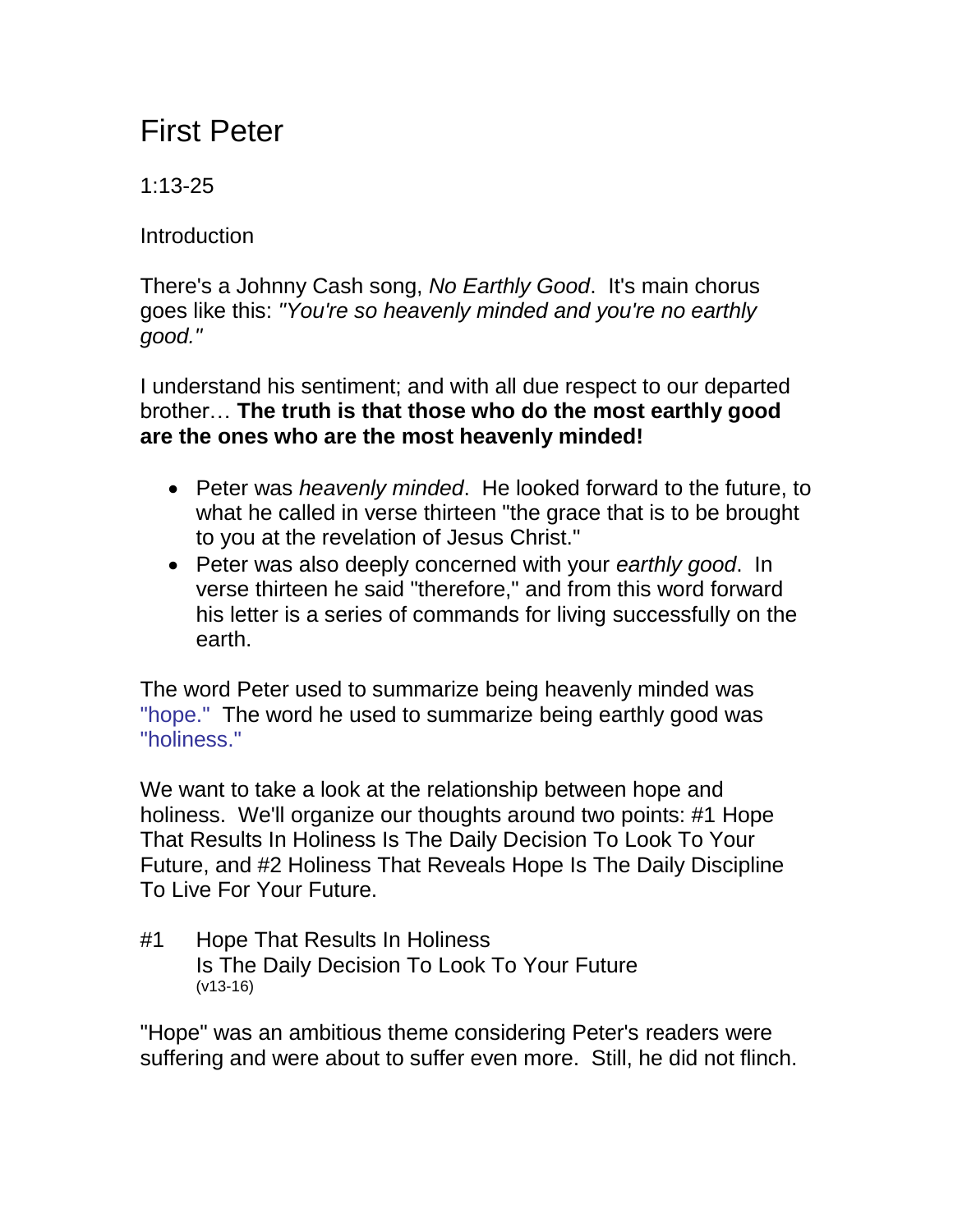# First Peter

1:13-25

Introduction

There's a Johnny Cash song, *No Earthly Good*. It's main chorus goes like this: *"You're so heavenly minded and you're no earthly good."*

I understand his sentiment; and with all due respect to our departed brother… **The truth is that those who do the most earthly good are the ones who are the most heavenly minded!**

- Peter was *heavenly minded*. He looked forward to the future, to what he called in verse thirteen "the grace that is to be brought to you at the revelation of Jesus Christ."
- Peter was also deeply concerned with your *earthly good*. In verse thirteen he said "therefore," and from this word forward his letter is a series of commands for living successfully on the earth.

The word Peter used to summarize being heavenly minded was "hope." The word he used to summarize being earthly good was "holiness."

We want to take a look at the relationship between hope and holiness. We'll organize our thoughts around two points: #1 Hope That Results In Holiness Is The Daily Decision To Look To Your Future, and #2 Holiness That Reveals Hope Is The Daily Discipline To Live For Your Future.

#1 Hope That Results In Holiness Is The Daily Decision To Look To Your Future (v13-16)

"Hope" was an ambitious theme considering Peter's readers were suffering and were about to suffer even more. Still, he did not flinch.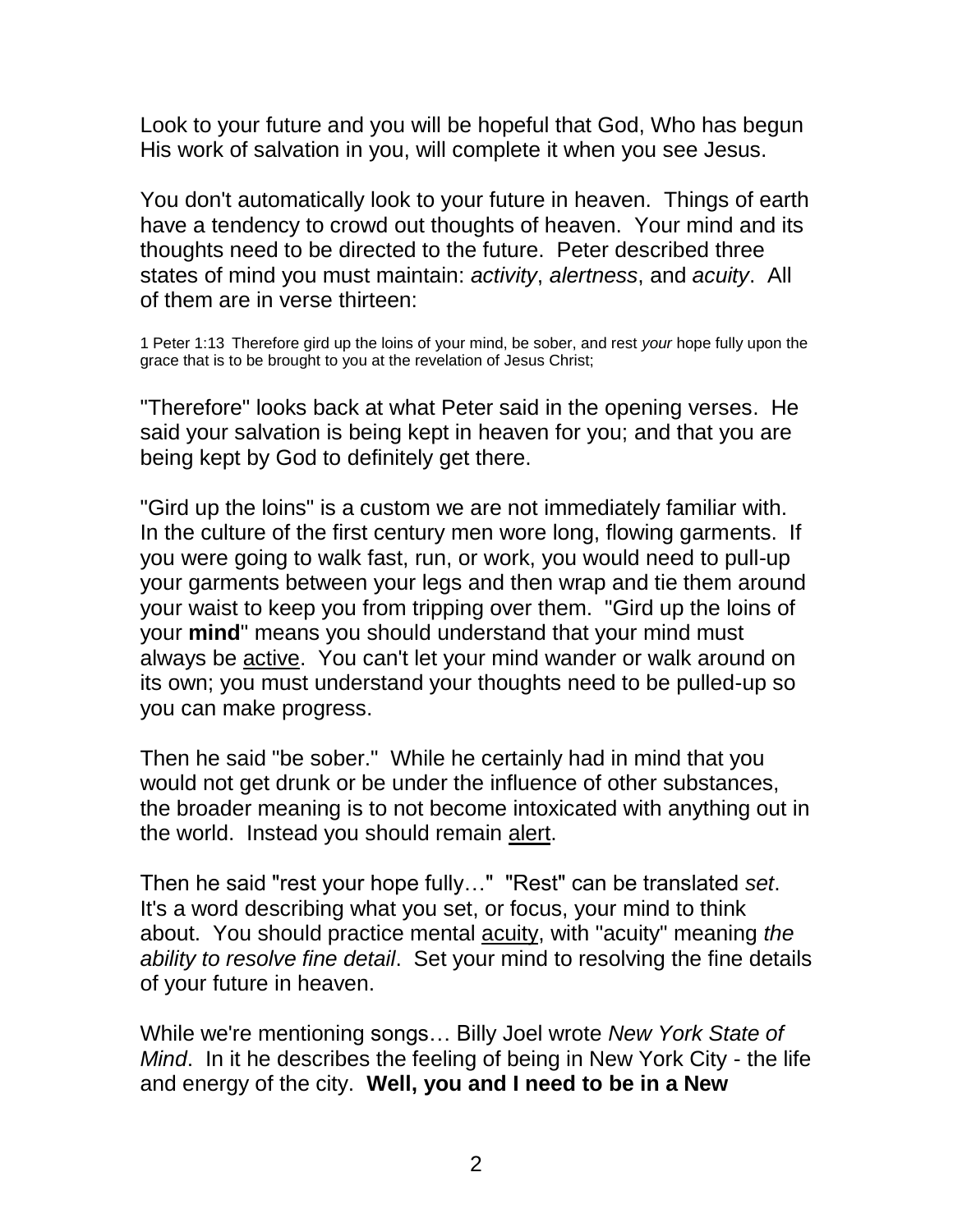Look to your future and you will be hopeful that God, Who has begun His work of salvation in you, will complete it when you see Jesus.

You don't automatically look to your future in heaven. Things of earth have a tendency to crowd out thoughts of heaven. Your mind and its thoughts need to be directed to the future. Peter described three states of mind you must maintain: *activity*, *alertness*, and *acuity*. All of them are in verse thirteen:

1 Peter 1:13 Therefore gird up the loins of your mind, be sober, and rest *your* hope fully upon the grace that is to be brought to you at the revelation of Jesus Christ;

"Therefore" looks back at what Peter said in the opening verses. He said your salvation is being kept in heaven for you; and that you are being kept by God to definitely get there.

"Gird up the loins" is a custom we are not immediately familiar with. In the culture of the first century men wore long, flowing garments. If you were going to walk fast, run, or work, you would need to pull-up your garments between your legs and then wrap and tie them around your waist to keep you from tripping over them. "Gird up the loins of your **mind**" means you should understand that your mind must always be <u>active</u>. You can't let your mind wander or walk around on its own; you must understand your thoughts need to be pulled-up so you can make progress.

Then he said "be sober." While he certainly had in mind that you would not get drunk or be under the influence of other substances, the broader meaning is to not become intoxicated with anything out in the world. Instead you should remain <u>alert</u>.

Then he said "rest your hope fully…" "Rest" can be translated *set*. It's a word describing what you set, or focus, your mind to think about. You should practice mental <u>acuity</u>, with "acuity" meaning *the ability to resolve fine detail*. Set your mind to resolving the fine details of your future in heaven.

While we're mentioning songs… Billy Joel wrote *New York State of Mind*. In it he describes the feeling of being in New York City - the life and energy of the city. **Well, you and I need to be in a New**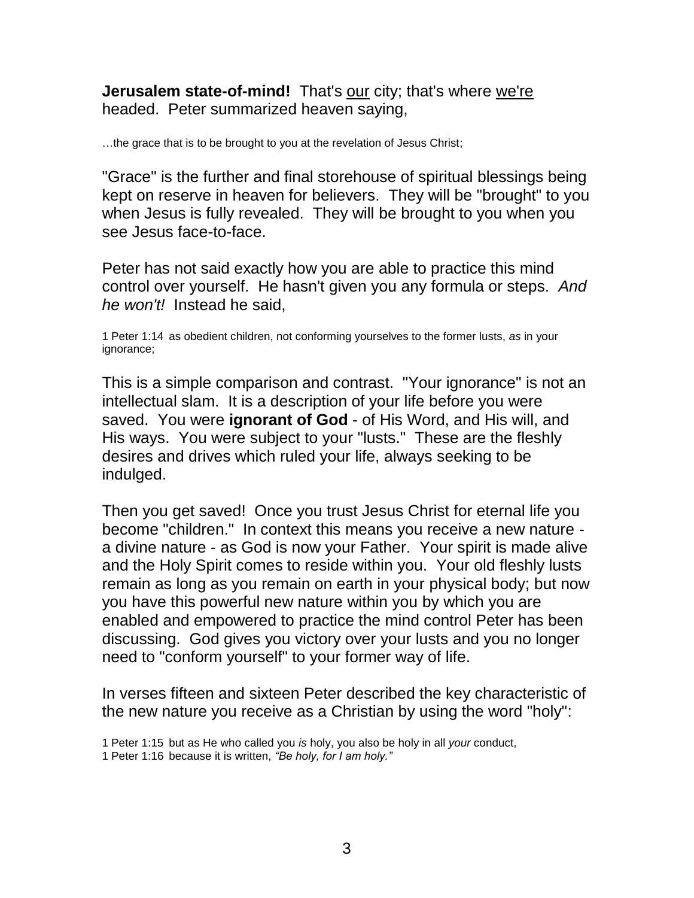**Jerusalem state-of-mind!** That's <u>our</u> city; that's where <u>we're</u> headed. Peter summarized heaven saying,

…the grace that is to be brought to you at the revelation of Jesus Christ;

"Grace" is the further and final storehouse of spiritual blessings being kept on reserve in heaven for believers. They will be "brought" to you when Jesus is fully revealed. They will be brought to you when you see Jesus face-to-face.

Peter has not said exactly how you are able to practice this mind control over yourself. He hasn't given you any formula or steps. *And he won't!* Instead he said,

1 Peter 1:14 as obedient children, not conforming yourselves to the former lusts, *as* in your ignorance;

This is a simple comparison and contrast. "Your ignorance" is not an intellectual slam. It is a description of your life before you were saved. You were **ignorant of God** - of His Word, and His will, and His ways. You were subject to your "lusts." These are the fleshly desires and drives which ruled your life, always seeking to be indulged.

Then you get saved! Once you trust Jesus Christ for eternal life you become "children." In context this means you receive a new nature - a divine nature - as God is now your Father. Your spirit is made alive and the Holy Spirit comes to reside within you. Your old fleshly lusts remain as long as you remain on earth in your physical body; but now you have this powerful new nature within you by which you are enabled and empowered to practice the mind control Peter has been discussing. God gives you victory over your lusts and you no longer need to "conform yourself" to your former way of life.

In verses fifteen and sixteen Peter described the key characteristic of the new nature you receive as a Christian by using the word "holy":

1 Peter 1:15 but as He who called you *is* holy, you also be holy in all *your* conduct,
1 Peter 1:16 because it is written, *"Be holy, for I am holy."*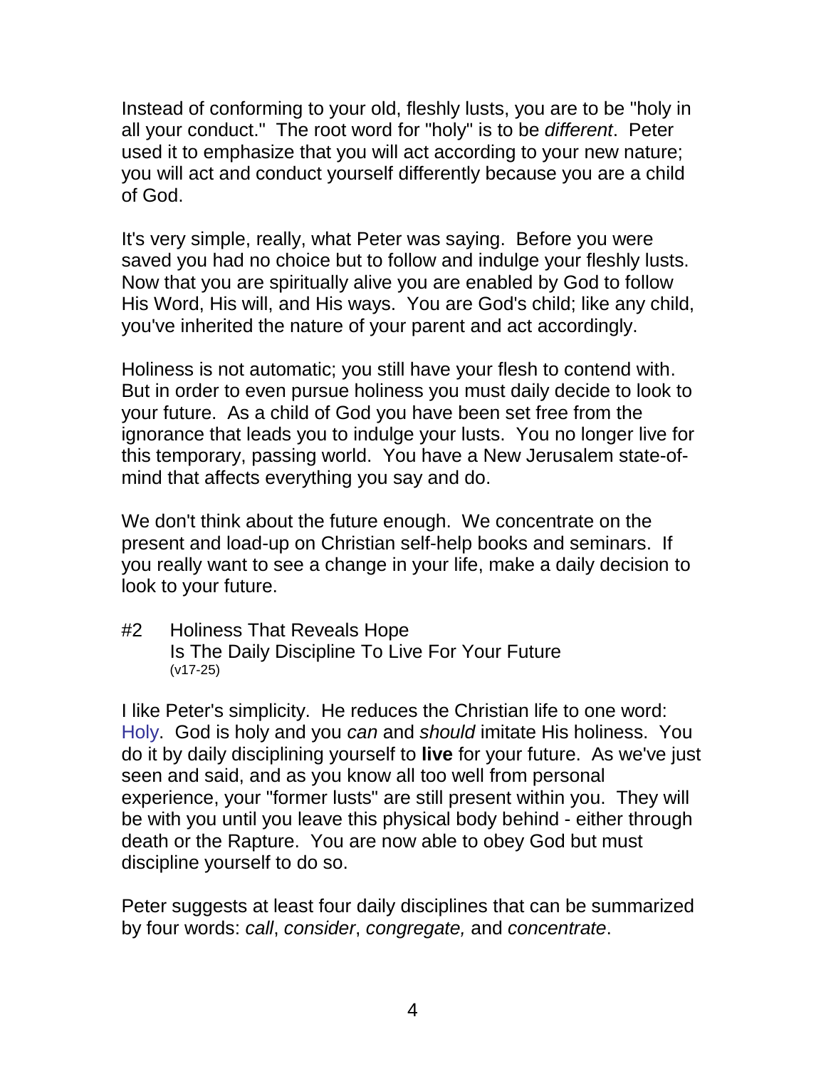Instead of conforming to your old, fleshly lusts, you are to be "holy in all your conduct." The root word for "holy" is to be *different*. Peter used it to emphasize that you will act according to your new nature; you will act and conduct yourself differently because you are a child of God.

It's very simple, really, what Peter was saying. Before you were saved you had no choice but to follow and indulge your fleshly lusts. Now that you are spiritually alive you are enabled by God to follow His Word, His will, and His ways. You are God's child; like any child, you've inherited the nature of your parent and act accordingly.

Holiness is not automatic; you still have your flesh to contend with. But in order to even pursue holiness you must daily decide to look to your future. As a child of God you have been set free from the ignorance that leads you to indulge your lusts. You no longer live for this temporary, passing world. You have a New Jerusalem state-of-mind that affects everything you say and do.

We don't think about the future enough. We concentrate on the present and load-up on Christian self-help books and seminars. If you really want to see a change in your life, make a daily decision to look to your future.

## #2 Holiness That Reveals Hope Is The Daily Discipline To Live For Your Future
(v17-25)

I like Peter's simplicity. He reduces the Christian life to one word: Holy. God is holy and you *can* and *should* imitate His holiness. You do it by daily disciplining yourself to **live** for your future. As we've just seen and said, and as you know all too well from personal experience, your "former lusts" are still present within you. They will be with you until you leave this physical body behind - either through death or the Rapture. You are able to obey God but must discipline yourself to do so.

Peter suggests at least four daily disciplines that can be summarized by four words: *call*, *consider*, *congregate,* and *concentrate*.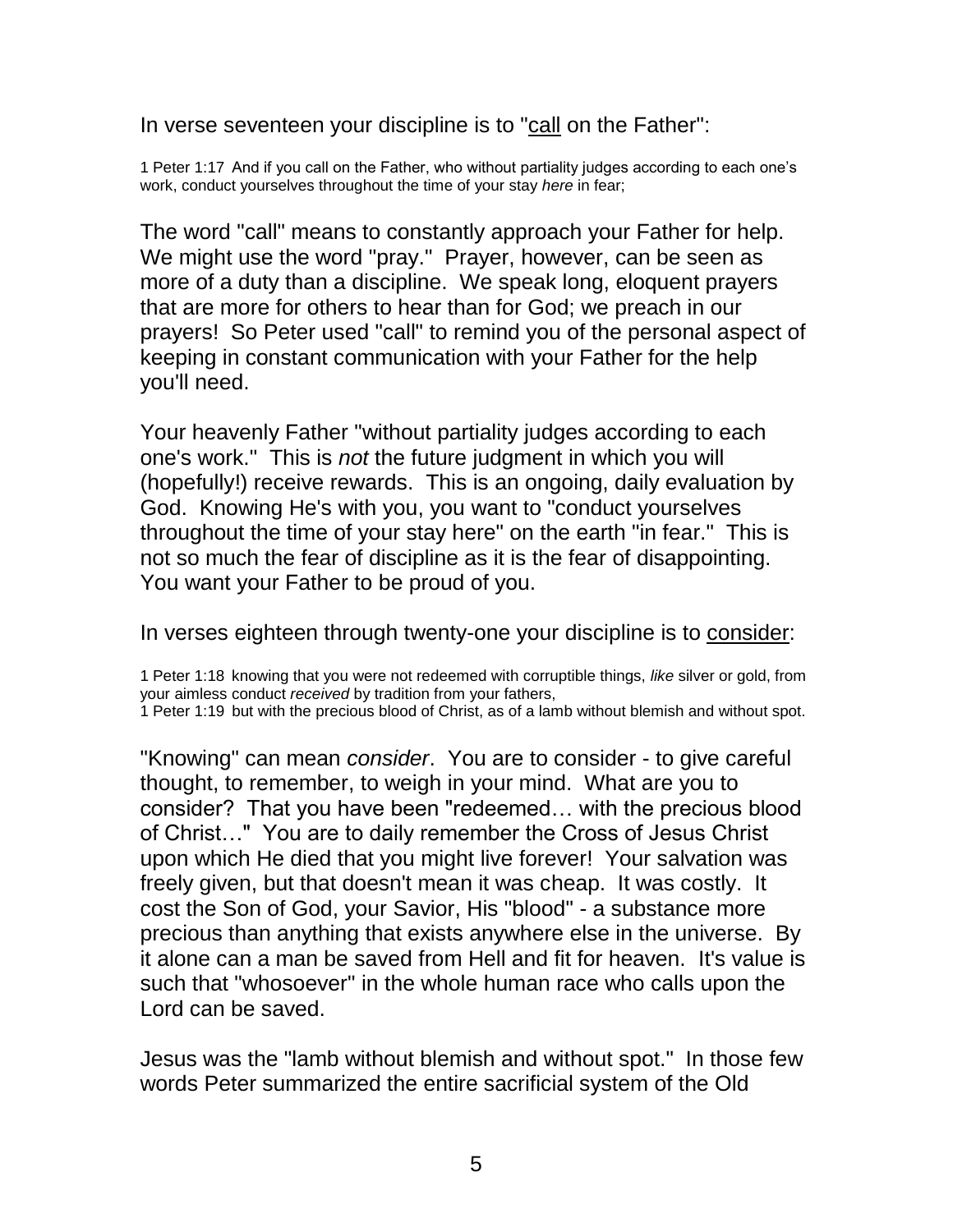In verse seventeen your discipline is to "<u>call</u> on the Father":

1 Peter 1:17 And if you call on the Father, who without partiality judges according to each one's work, conduct yourselves throughout the time of your stay *here* in fear;

The word "call" means to constantly approach your Father for help. We might use the word "pray." Prayer, however, can be seen as more of a duty than a discipline. We speak long, eloquent prayers that are more for others to hear than for God; we preach in our prayers! So Peter used "call" to remind you of the personal aspect of keeping in constant communication with your Father for the help you'll need.

Your heavenly Father "without partiality judges according to each one's work." This is *not* the future judgment in which you will (hopefully!) receive rewards. This is an ongoing, daily evaluation by God. Knowing He's with you, you want to "conduct yourselves throughout the time of your stay here" on the earth "in fear." This is not so much the fear of discipline as it is the fear of disappointing. You want your Father to be proud of you.

In verses eighteen through twenty-one your discipline is to <u>consider</u>:

1 Peter 1:18 knowing that you were not redeemed with corruptible things, *like* silver or gold, from your aimless conduct *received* by tradition from your fathers,
1 Peter 1:19 but with the precious blood of Christ, as of a lamb without blemish and without spot.

"Knowing" can mean *consider*. You are to consider - to give careful thought, to remember, to weigh in your mind. What are you to consider? That you have been "redeemed… with the precious blood of Christ…" You are to daily remember the Cross of Jesus Christ upon which He died that you might live forever! Your salvation was freely given, but that doesn't mean it was cheap. It was costly. It cost the Son of God, your Savior, His "blood" - a substance more precious than anything that exists anywhere else in the universe. By it alone can a man be saved from Hell and fit for heaven. It's value is such that "whosoever" in the whole human race who calls upon the Lord can be saved.

Jesus was the "lamb without blemish and without spot." In those few words Peter summarized the entire sacrificial system of the Old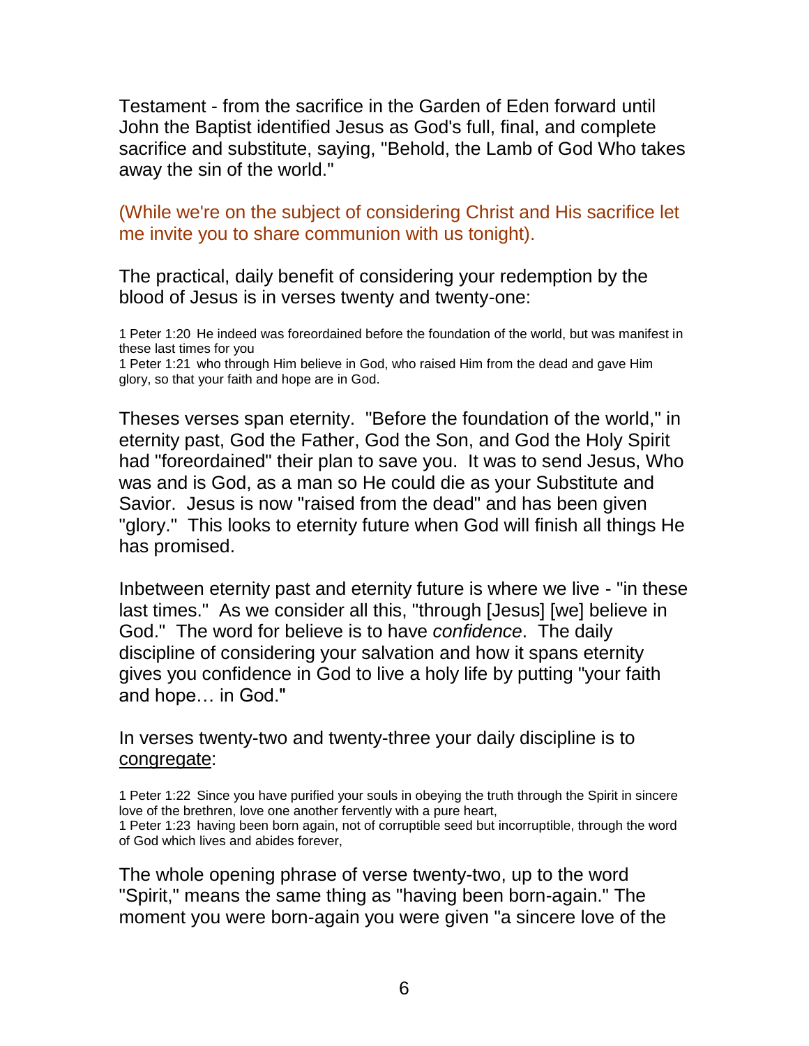Testament - from the sacrifice in the Garden of Eden forward until John the Baptist identified Jesus as God's full, final, and complete sacrifice and substitute, saying, "Behold, the Lamb of God Who takes away the sin of the world."

(While we're on the subject of considering Christ and His sacrifice let me invite you to share communion with us tonight).

The practical, daily benefit of considering your redemption by the blood of Jesus is in verses twenty and twenty-one:

1 Peter 1:20 He indeed was foreordained before the foundation of the world, but was manifest in these last times for you
1 Peter 1:21 who through Him believe in God, who raised Him from the dead and gave Him glory, so that your faith and hope are in God.

Theses verses span eternity. "Before the foundation of the world," in eternity past, God the Father, God the Son, and God the Holy Spirit had "foreordained" their plan to save you. It was to send Jesus, Who was and is God, as a man so He could die as your Substitute and Savior. Jesus is now "raised from the dead" and has been given "glory." This looks to eternity future when God will finish all things He has promised.

Inbetween eternity past and eternity future is where we live - "in these last times." As we consider all this, "through [Jesus] [we] believe in God." The word for believe is to have *confidence*. The daily discipline of considering your salvation and how it spans eternity gives you confidence in God to live a holy life by putting "your faith and hope… in God."

In verses twenty-two and twenty-three your daily discipline is to <u>congregate</u>:

1 Peter 1:22 Since you have purified your souls in obeying the truth through the Spirit in sincere love of the brethren, love one another fervently with a pure heart,
1 Peter 1:23 having been born again, not of corruptible seed but incorruptible, through the word of God which lives and abides forever,

The whole opening phrase of verse twenty-two, up to the word "Spirit," means the same thing as "having been born-again." The moment you were born-again you were given "a sincere love of the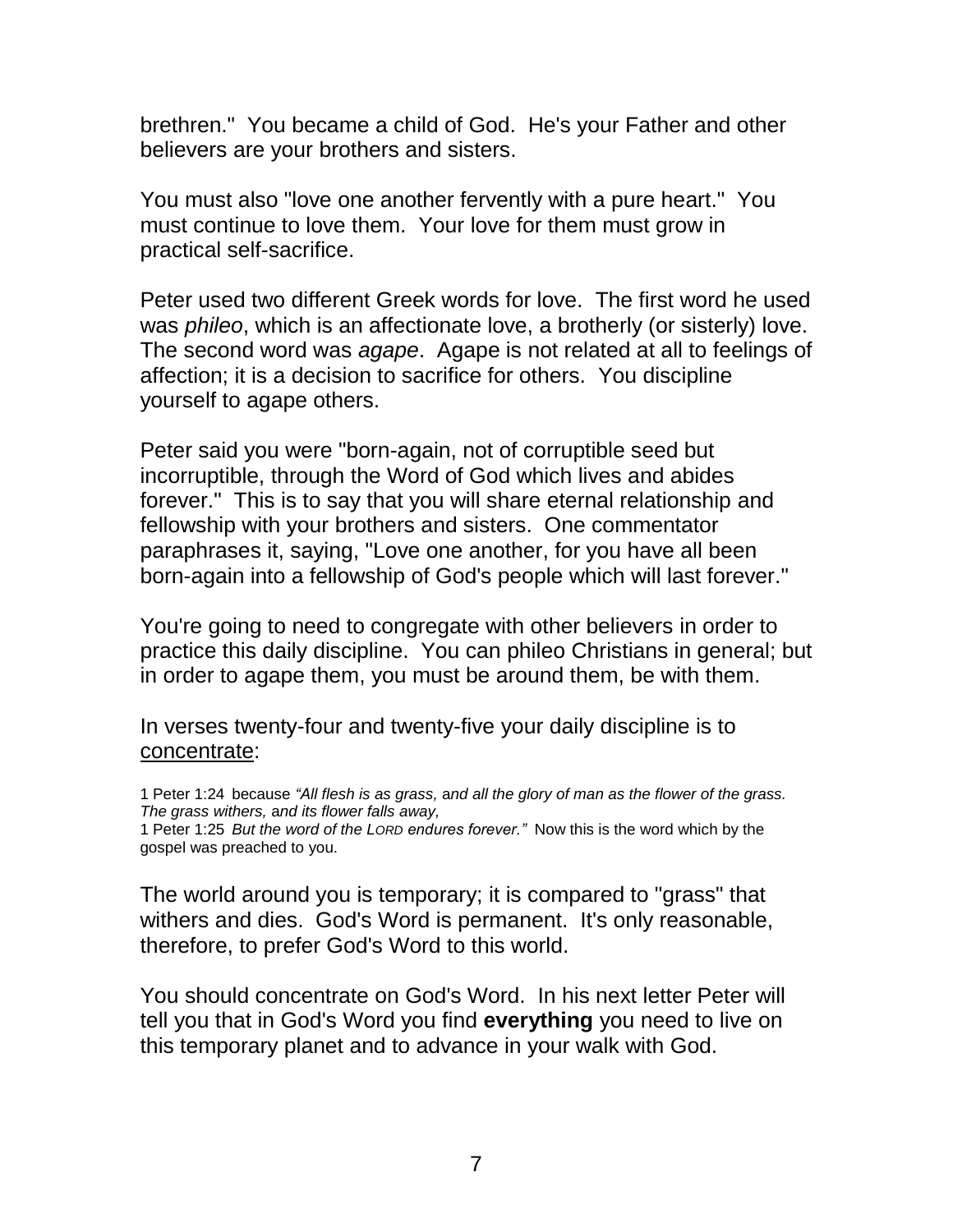brethren." You became a child of God. He's your Father and other believers are your brothers and sisters.

You must also "love one another fervently with a pure heart." You must continue to love them. Your love for them must grow in practical self-sacrifice.

Peter used two different Greek words for love. The first word he used was *phileo*, which is an affectionate love, a brotherly (or sisterly) love. The second word was *agape*. Agape is not related at all to feelings of affection; it is a decision to sacrifice for others. You discipline yourself to agape others.

Peter said you were "born-again, not of corruptible seed but incorruptible, through the Word of God which lives and abides forever." This is to say that you will share eternal relationship and fellowship with your brothers and sisters. One commentator paraphrases it, saying, "Love one another, for you have all been born-again into a fellowship of God's people which will last forever."

You're going to need to congregate with other believers in order to practice this daily discipline. You can phileo Christians in general; but in order to agape them, you must be around them, be with them.

In verses twenty-four and twenty-five your daily discipline is to <u>concentrate</u>:

1 Peter 1:24 because *"All flesh is as grass, and all the glory of man as the flower of the grass. The grass withers, and its flower falls away,*
1 Peter 1:25 *But the word of the LORD endures forever."* Now this is the word which by the gospel was preached to you.

The world around you is temporary; it is compared to "grass" that withers and dies. God's Word is permanent. It's only reasonable, therefore, to prefer God's Word to this world.

You should concentrate on God's Word. In his next letter Peter will tell you that in God's Word you find **everything** you need to live on this temporary planet and to advance in your walk with God.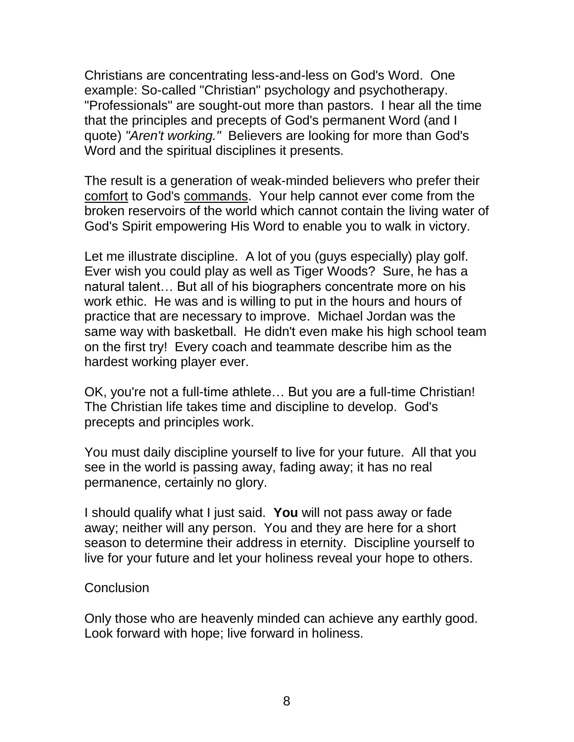Christians are concentrating less-and-less on God's Word. One example: So-called "Christian" psychology and psychotherapy. "Professionals" are sought-out more than pastors. I hear all the time that the principles and precepts of God's permanent Word (and I quote) *"Aren't working."* Believers are looking for more than God's Word and the spiritual disciplines it presents.

The result is a generation of weak-minded believers who prefer their <u>comfort</u> to God's <u>commands</u>. Your help cannot ever come from the broken reservoirs of the world which cannot contain the living water of God's Spirit empowering His Word to enable you to walk in victory.

Let me illustrate discipline. A lot of you (guys especially) play golf. Ever wish you could play as well as Tiger Woods? Sure, he has a natural talent… But all of his biographers concentrate more on his work ethic. He was and is willing to put in the hours and hours of practice that are necessary to improve. Michael Jordan was the same way with basketball. He didn't even make his high school team on the first try! Every coach and teammate describe him as the hardest working player ever.

OK, you're not a full-time athlete… But you are a full-time Christian! The Christian life takes time and discipline to develop. God's precepts and principles work.

You must daily discipline yourself to live for your future. All that you see in the world is passing away, fading away; it has no real permanence, certainly no glory.

I should qualify what I just said. **You** will not pass away or fade away; neither will any person. You and they are here for a short season to determine their address in eternity. Discipline yourself to live for your future and let your holiness reveal your hope to others.

Conclusion

Only those who are heavenly minded can achieve any earthly good. Look forward with hope; live forward in holiness.